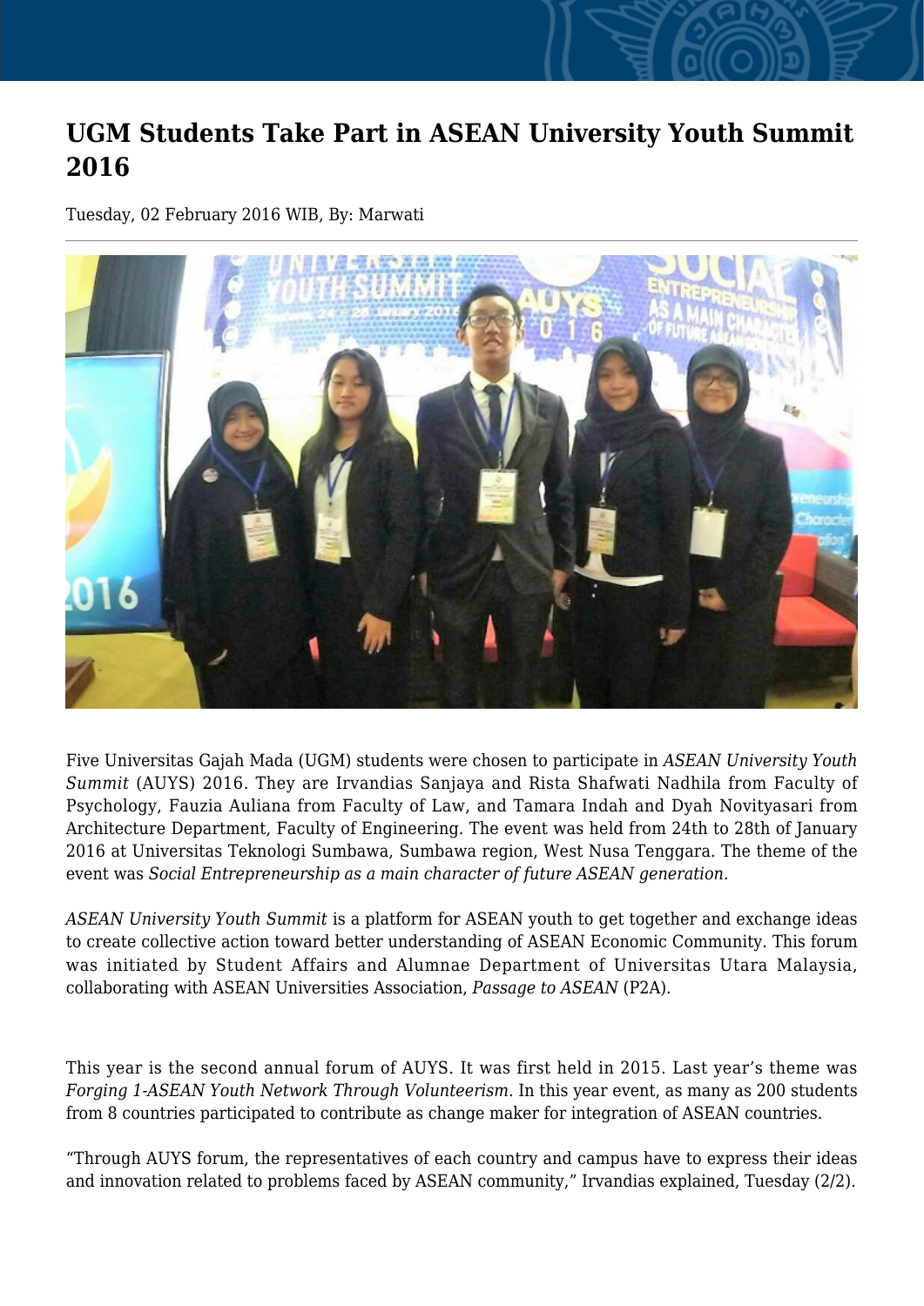# UGM Students Take Part in ASEAN University Youth Summit 2016

Tuesday, 02 February 2016 WIB, By: Marwati

Five Universitas Gajah Mada (UGM) students were chosen to participate in *ASEAN University Youth Summit* (AUYS) 2016. They are Irvandias Sanjaya and Rista Shafwati Nadhila from Faculty of Psychology, Fauzia Auliana from Faculty of Law, and Tamara Indah and Dyah Novityasari from Architecture Department, Faculty of Engineering. The event was held from 24th to 28th of January 2016 at Universitas Teknologi Sumbawa, Sumbawa region, West Nusa Tenggara. The theme of the event was *Social Entrepreneurship as a main character of future ASEAN generation.*

*ASEAN University Youth Summit* is a platform for ASEAN youth to get together and exchange ideas to create collective action toward better understanding of ASEAN Economic Community. This forum was initiated by Student Affairs and Alumnae Department of Universitas Utara Malaysia, collaborating with ASEAN Universities Association, *Passage to ASEAN* (P2A).

This year is the second annual forum of AUYS. It was first held in 2015. Last year's theme was *Forging 1-ASEAN Youth Network Through Volunteerism*. In this year event, as many as 200 students from 8 countries participated to contribute as change maker for integration of ASEAN countries.

"Through AUYS forum, the representatives of each country and campus have to express their ideas and innovation related to problems faced by ASEAN community," Irvandias explained, Tuesday (2/2).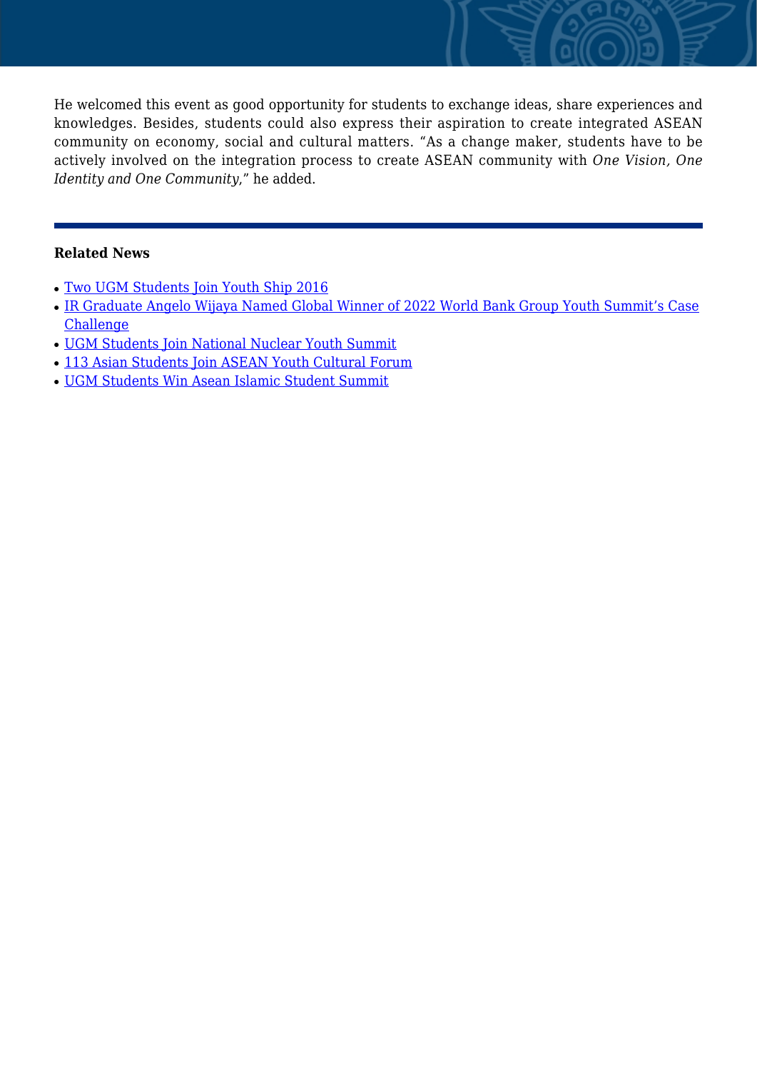He welcomed this event as good opportunity for students to exchange ideas, share experiences and knowledges. Besides, students could also express their aspiration to create integrated ASEAN community on economy, social and cultural matters. "As a change maker, students have to be actively involved on the integration process to create ASEAN community with *One Vision, One Identity and One Community*," he added.

---

**Related News**

- Two UGM Students Join Youth Ship 2016
- IR Graduate Angelo Wijaya Named Global Winner of 2022 World Bank Group Youth Summit's Case Challenge
- UGM Students Join National Nuclear Youth Summit
- 113 Asian Students Join ASEAN Youth Cultural Forum
- UGM Students Win Asean Islamic Student Summit